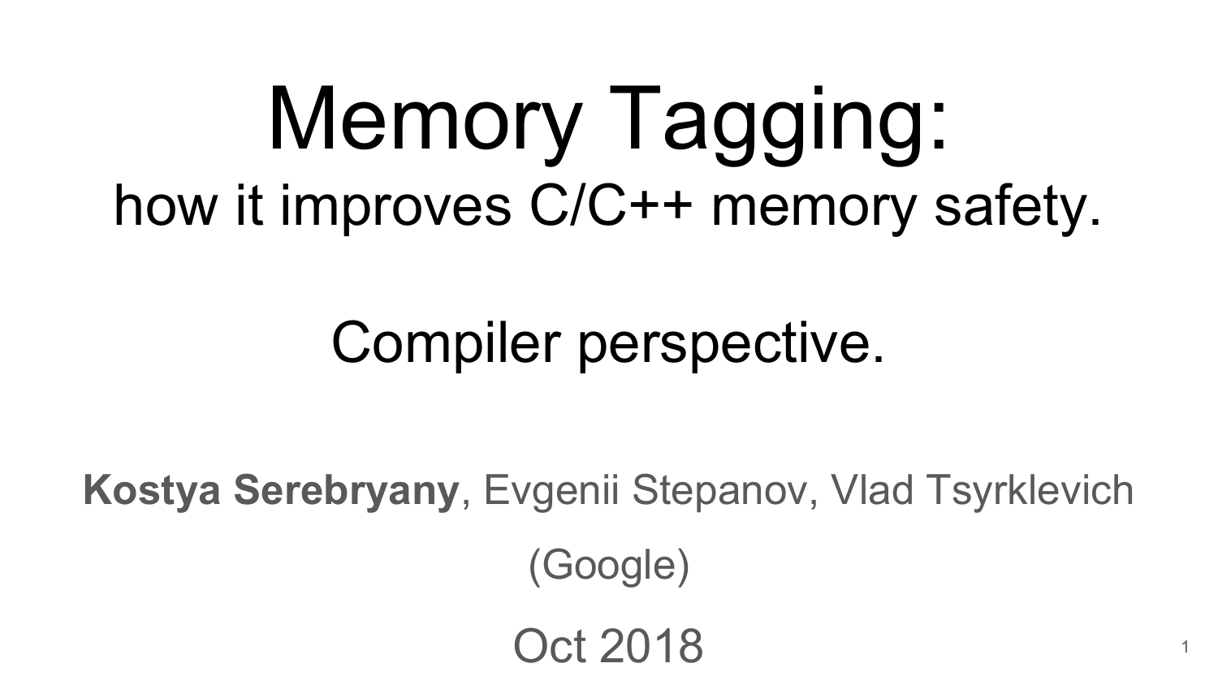# Memory Tagging:

## how it improves C/C++ memory safety.

## Compiler perspective.

**Kostya Serebryany**, Evgenii Stepanov, Vlad Tsyrklevich

(Google)

Oct 2018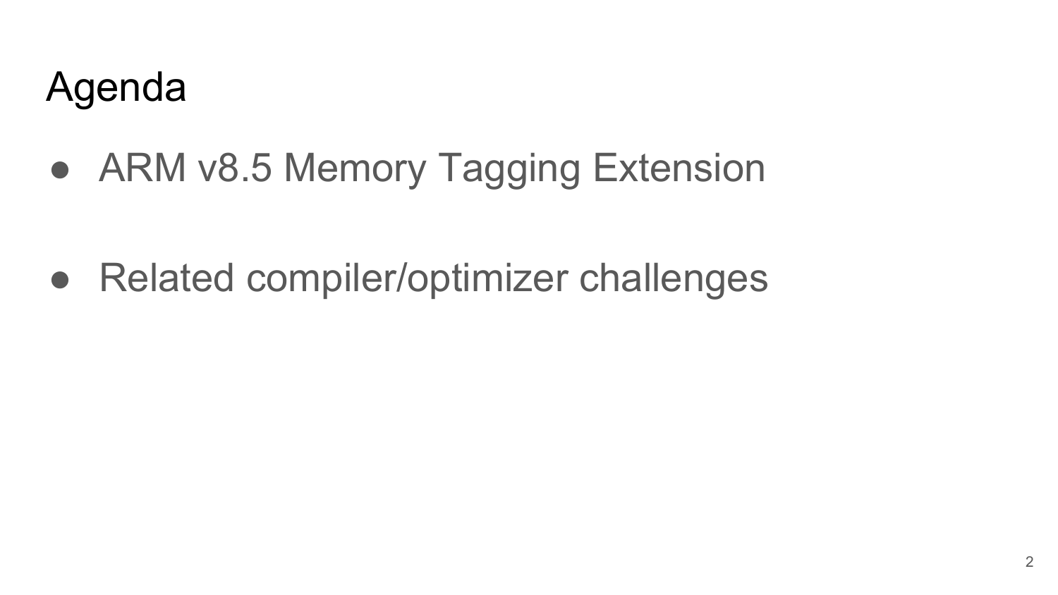# Agenda

- ARM v8.5 Memory Tagging Extension
- Related compiler/optimizer challenges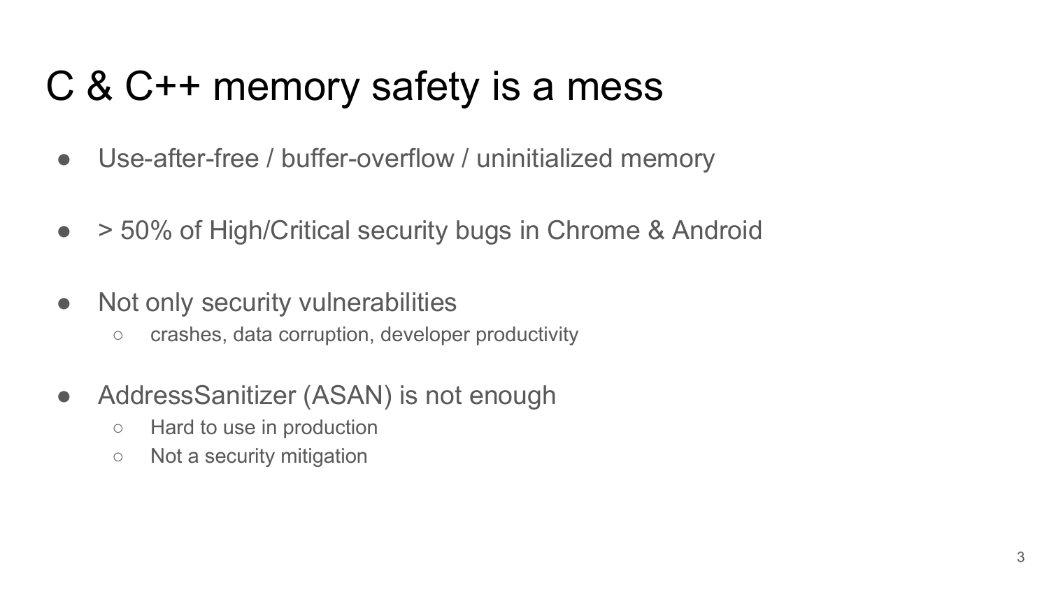# C & C++ memory safety is a mess

- Use-after-free / buffer-overflow / uninitialized memory
- > 50% of High/Critical security bugs in Chrome & Android
- Not only security vulnerabilities
  - crashes, data corruption, developer productivity
- AddressSanitizer (ASAN) is not enough
  - Hard to use in production
  - Not a security mitigation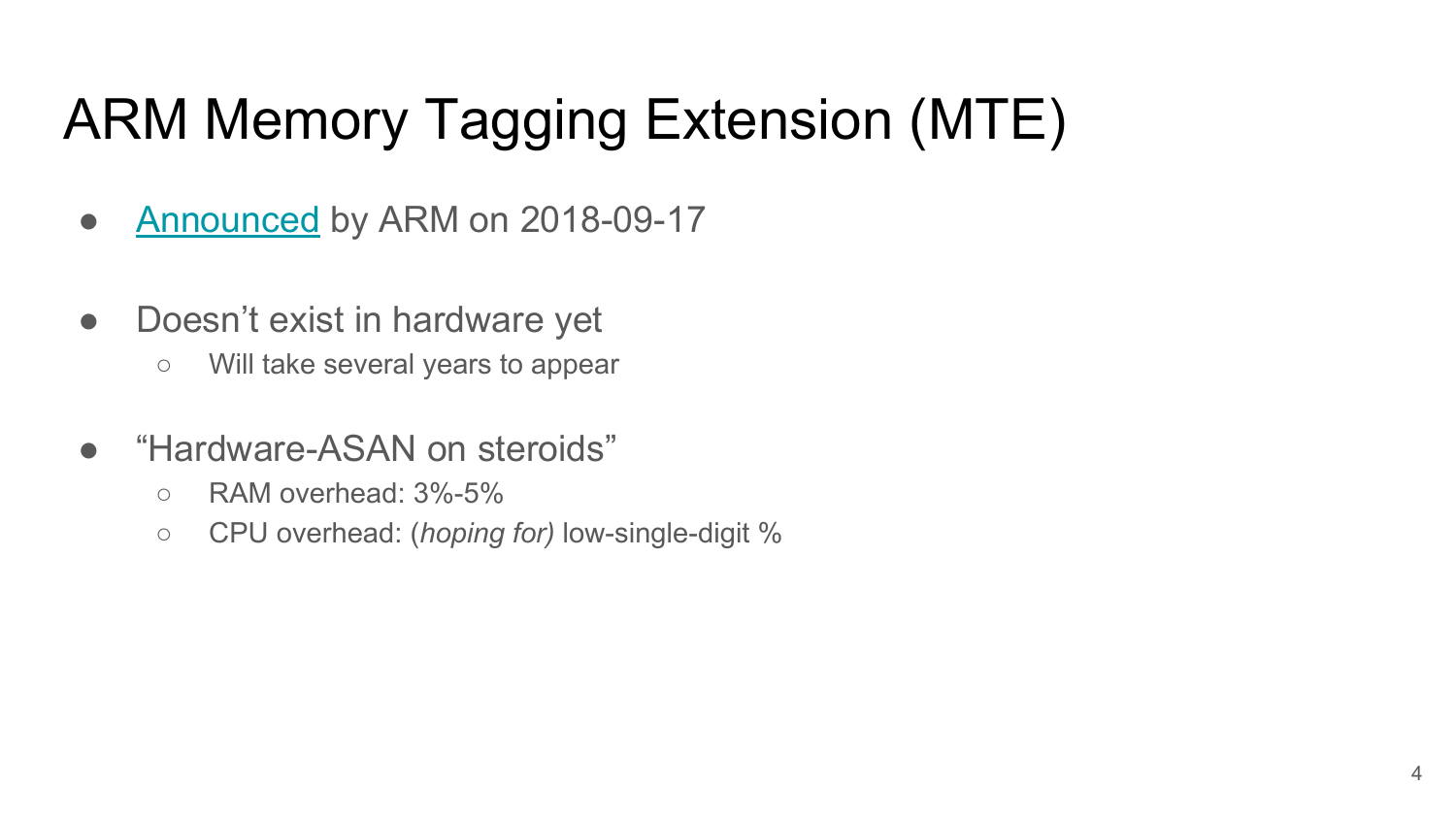# ARM Memory Tagging Extension (MTE)

- Announced by ARM on 2018-09-17

- Doesn't exist in hardware yet
  - Will take several years to appear

- "Hardware-ASAN on steroids"
  - RAM overhead: 3%-5%
  - CPU overhead: (*hoping for)* low-single-digit %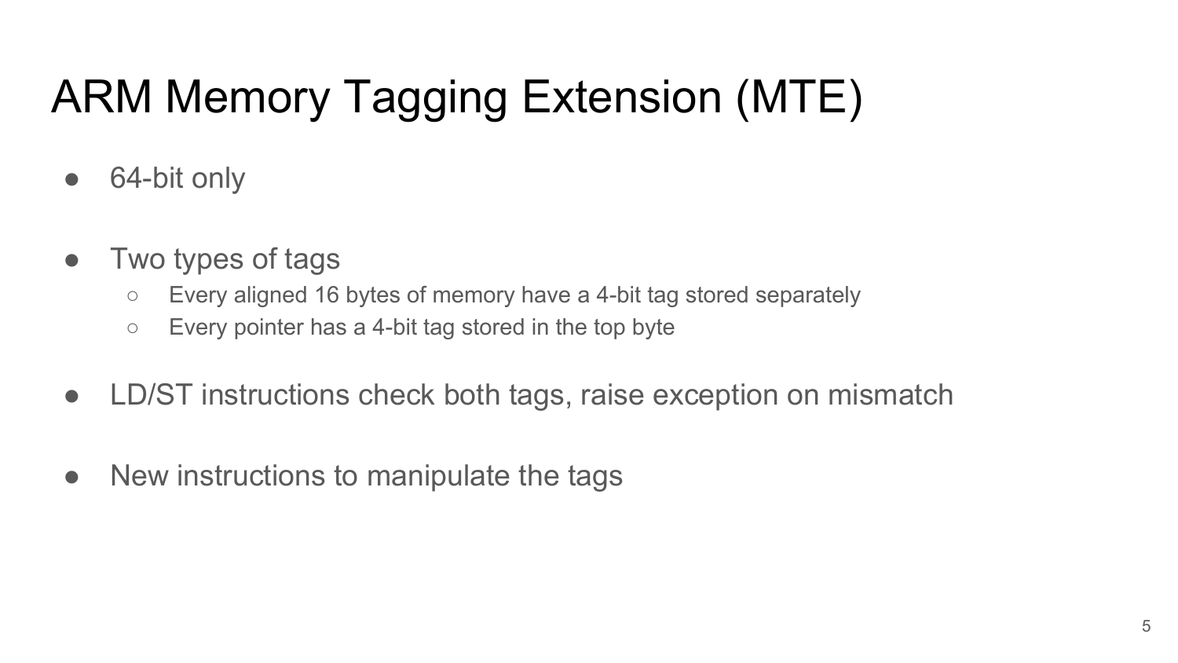# ARM Memory Tagging Extension (MTE)

- 64-bit only

- Two types of tags
  - Every aligned 16 bytes of memory have a 4-bit tag stored separately
  - Every pointer has a 4-bit tag stored in the top byte

- LD/ST instructions check both tags, raise exception on mismatch

- New instructions to manipulate the tags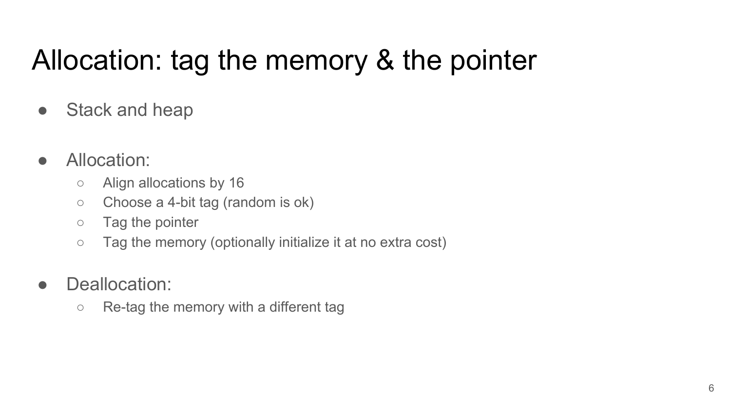# Allocation: tag the memory & the pointer

- Stack and heap

- Allocation:
  - Align allocations by 16
  - Choose a 4-bit tag (random is ok)
  - Tag the pointer
  - Tag the memory (optionally initialize it at no extra cost)

- Deallocation:
  - Re-tag the memory with a different tag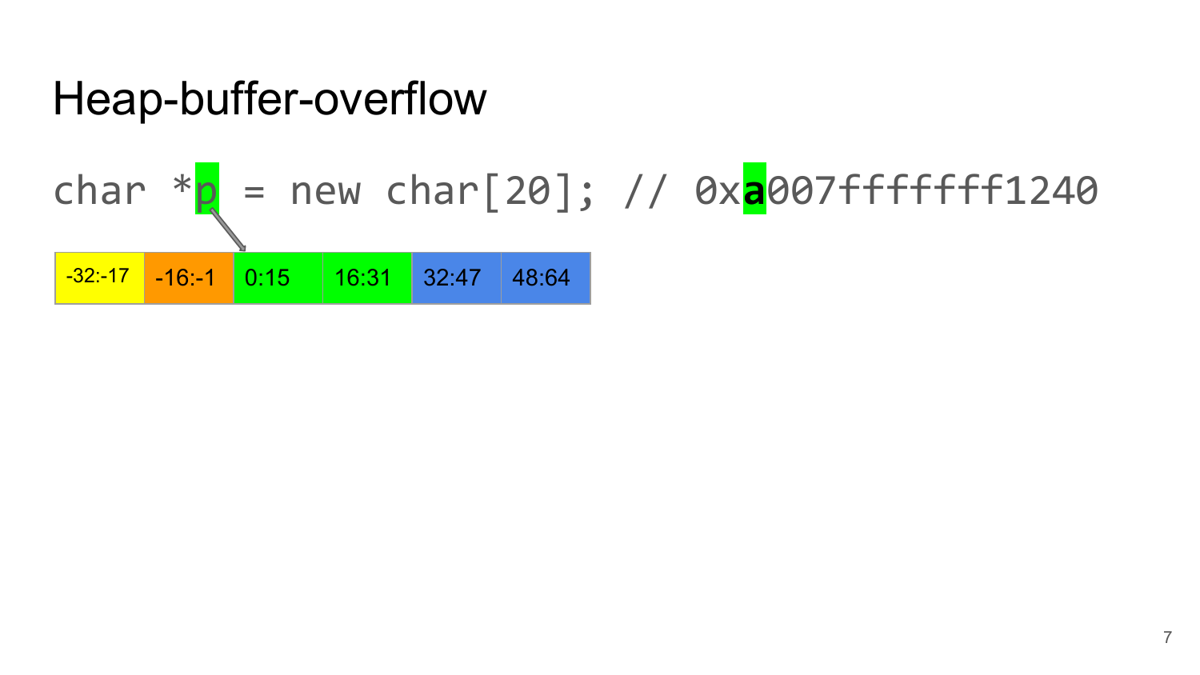# Heap-buffer-overflow

```
char *p = new char[20]; // 0xa007ffffff1240
```

| -32:-17 | -16:-1 | 0:15 | 16:31 | 32:47 | 48:64 |
| --- | --- | --- | --- | --- | --- |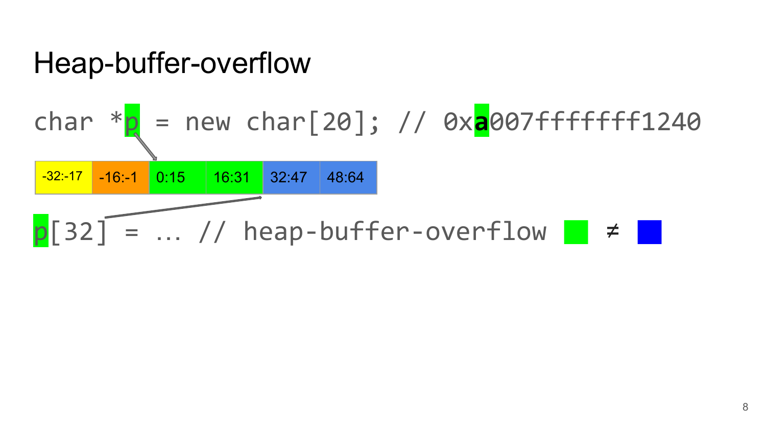# Heap-buffer-overflow

```
char *p = new char[20]; // 0xa007ffffff1240
```

| -32:-17 | -16:-1 | 0:15 | 16:31 | 32:47 | 48:64 |
|---|---|---|---|---|---|

```
p[32] = … // heap-buffer-overflow ■ ≠ ■
```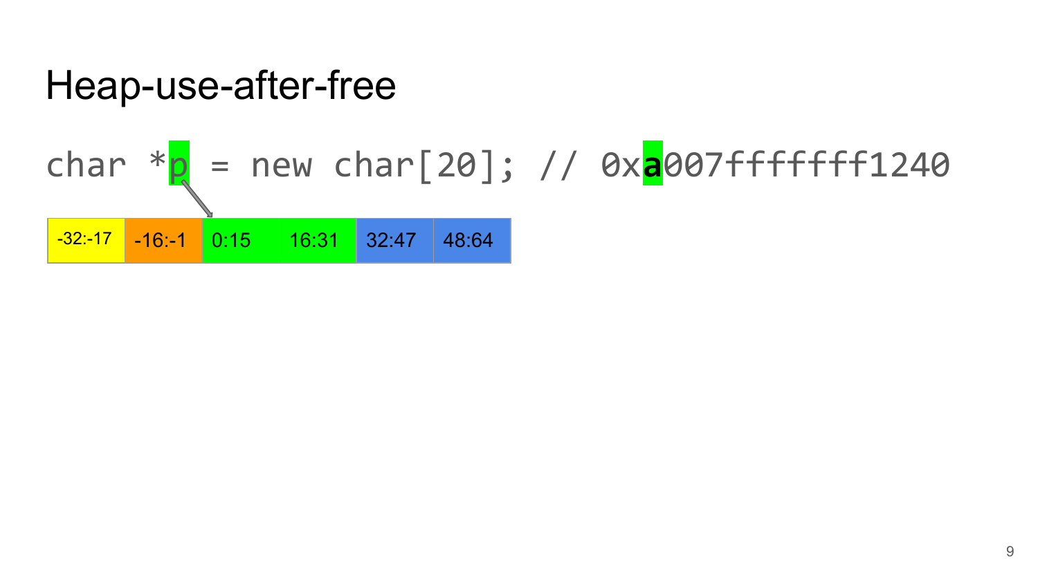# Heap-use-after-free

```
char *p = new char[20]; // 0xa007ffffff1240
```

| -32:-17 | -16:-1 | 0:15 | 16:31 | 32:47 | 48:64 |
|---|---|---|---|---|---|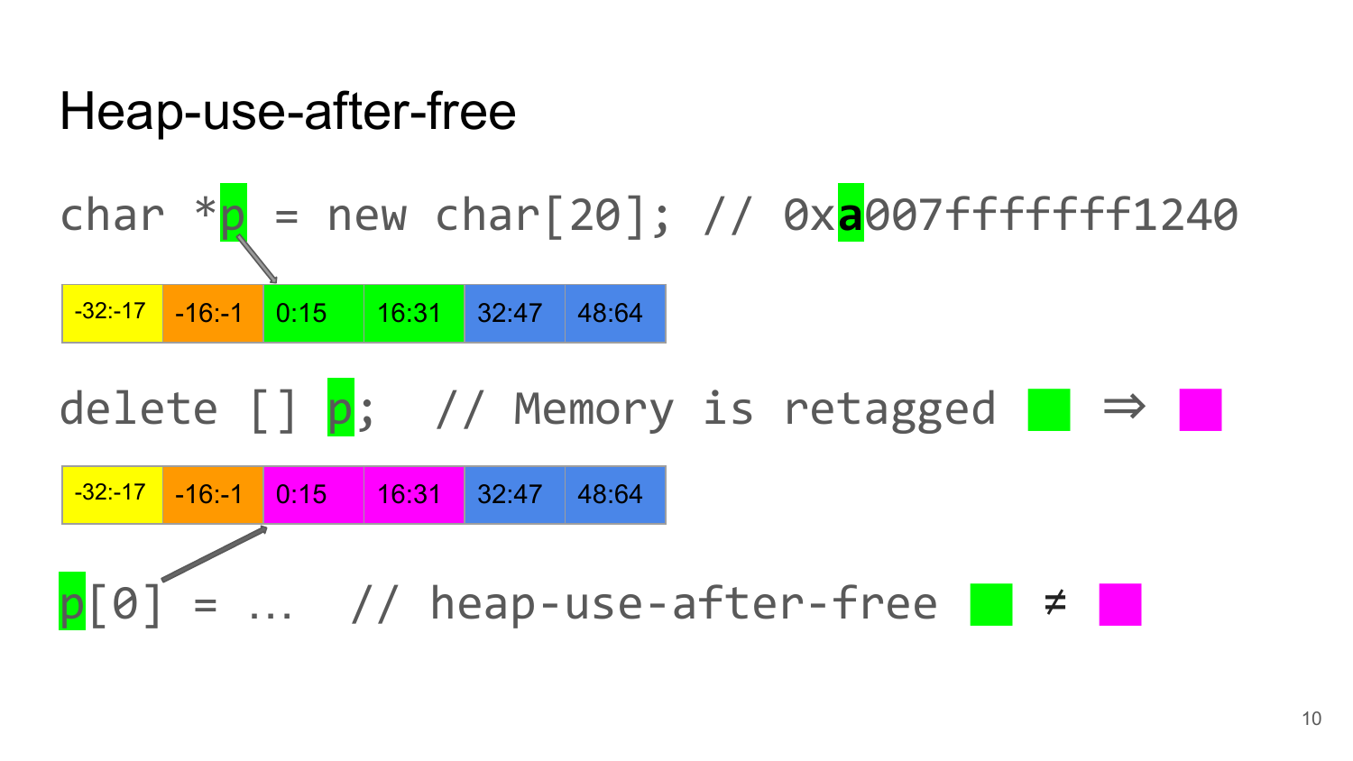# Heap-use-after-free

```
char *p = new char[20]; // 0xa007fffffff1240
```

| -32:-17 | -16:-1 | 0:15 | 16:31 | 32:47 | 48:64 |
| --- | --- | --- | --- | --- | --- |

```
delete [] p;  // Memory is retagged ■ ⇒ ■
```

| -32:-17 | -16:-1 | 0:15 | 16:31 | 32:47 | 48:64 |
| --- | --- | --- | --- | --- | --- |

```
p[0] = ...  // heap-use-after-free ■ ≠ ■
```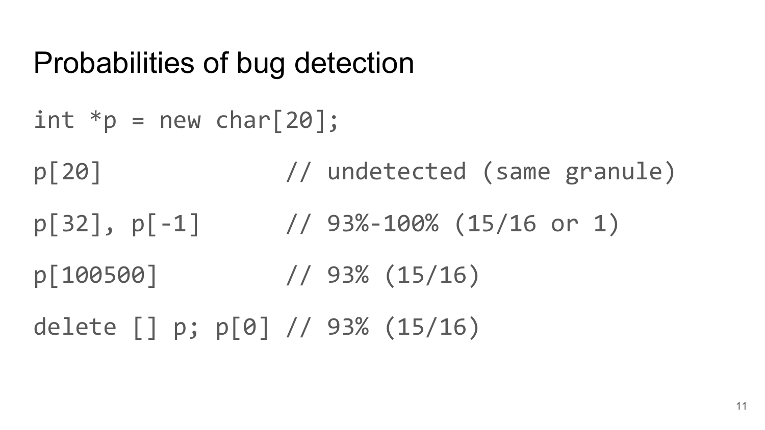# Probabilities of bug detection

```
int *p = new char[20];

p[20]               // undetected (same granule)

p[32], p[-1]        // 93%-100% (15/16 or 1)

p[100500]           // 93% (15/16)

delete [] p; p[0] // 93% (15/16)
```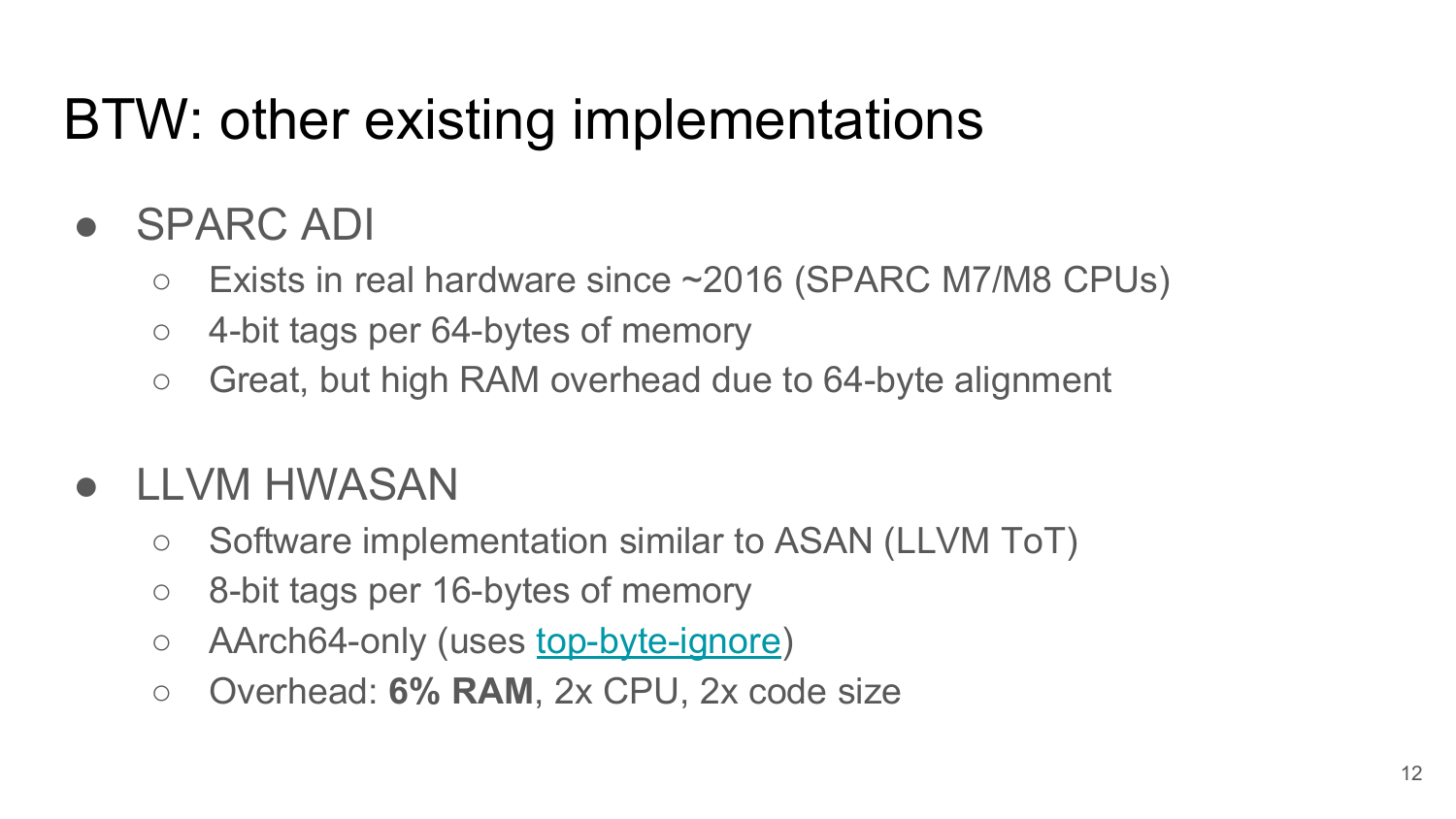# BTW: other existing implementations

- SPARC ADI
  - Exists in real hardware since ~2016 (SPARC M7/M8 CPUs)
  - 4-bit tags per 64-bytes of memory
  - Great, but high RAM overhead due to 64-byte alignment
- LLVM HWASAN
  - Software implementation similar to ASAN (LLVM ToT)
  - 8-bit tags per 16-bytes of memory
  - AArch64-only (uses top-byte-ignore)
  - Overhead: **6% RAM**, 2x CPU, 2x code size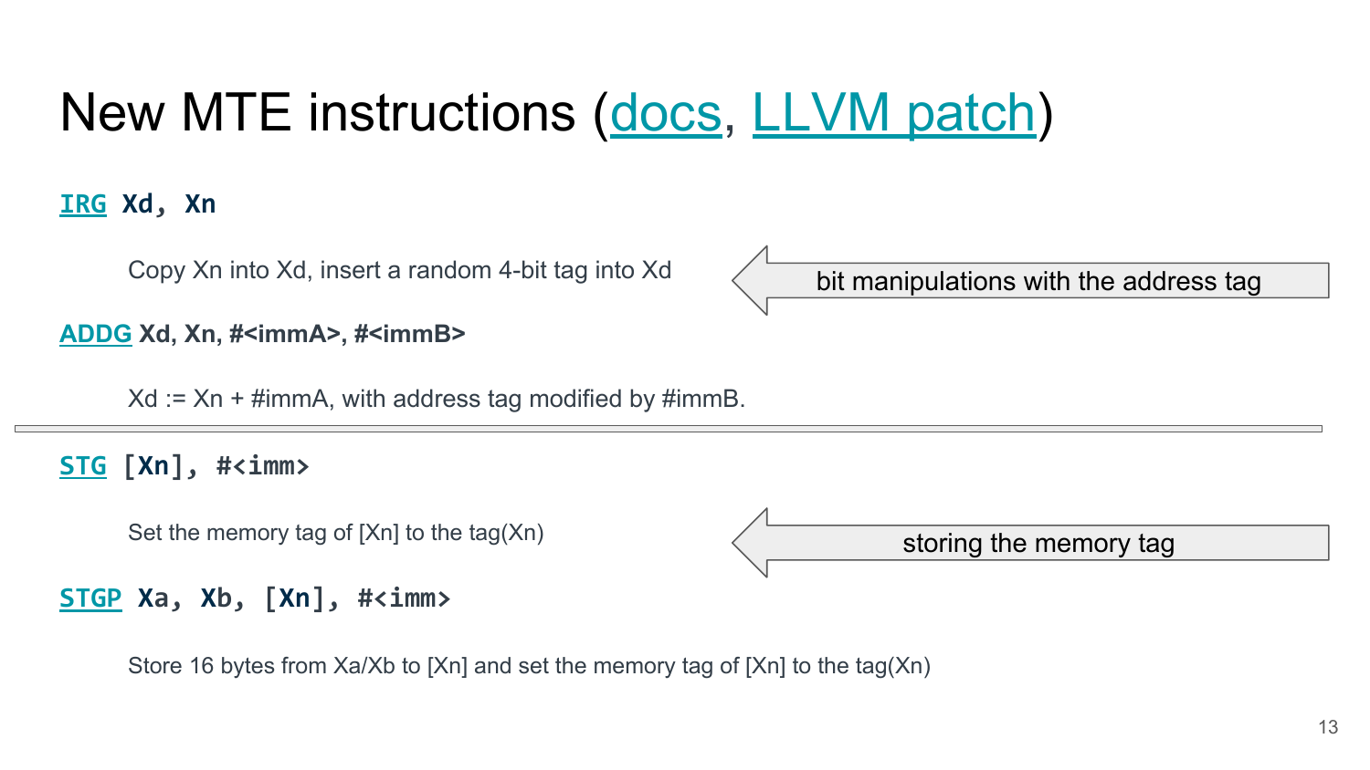# New MTE instructions (docs, LLVM patch)

**IRG** `Xd, Xn`

Copy Xn into Xd, insert a random 4-bit tag into Xd

bit manipulations with the address tag

**ADDG** **Xd, Xn, #<immA>, #<immB>**

Xd := Xn + #immA, with address tag modified by #immB.

---

**STG** `[Xn], #<imm>`

Set the memory tag of [Xn] to the tag(Xn)

storing the memory tag

**STGP** `Xa, Xb, [Xn], #<imm>`

Store 16 bytes from Xa/Xb to [Xn] and set the memory tag of [Xn] to the tag(Xn)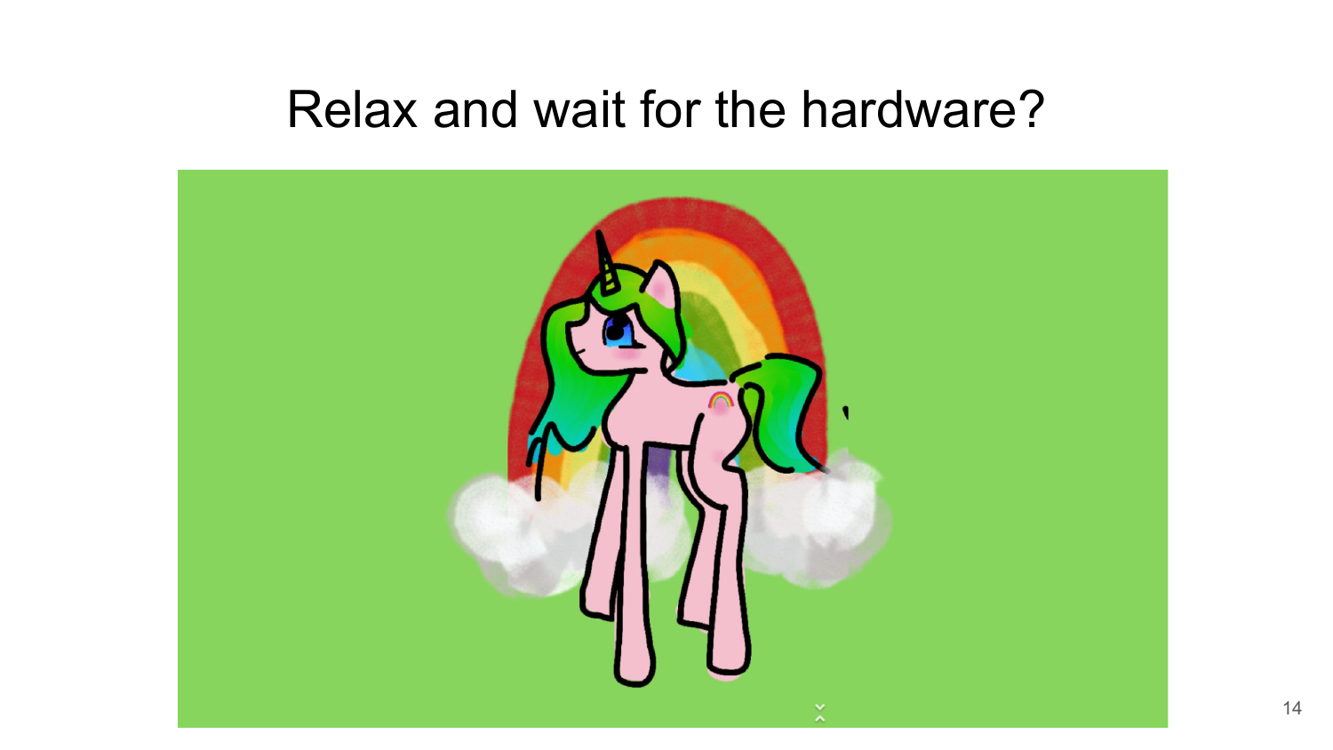# Relax and wait for the hardware?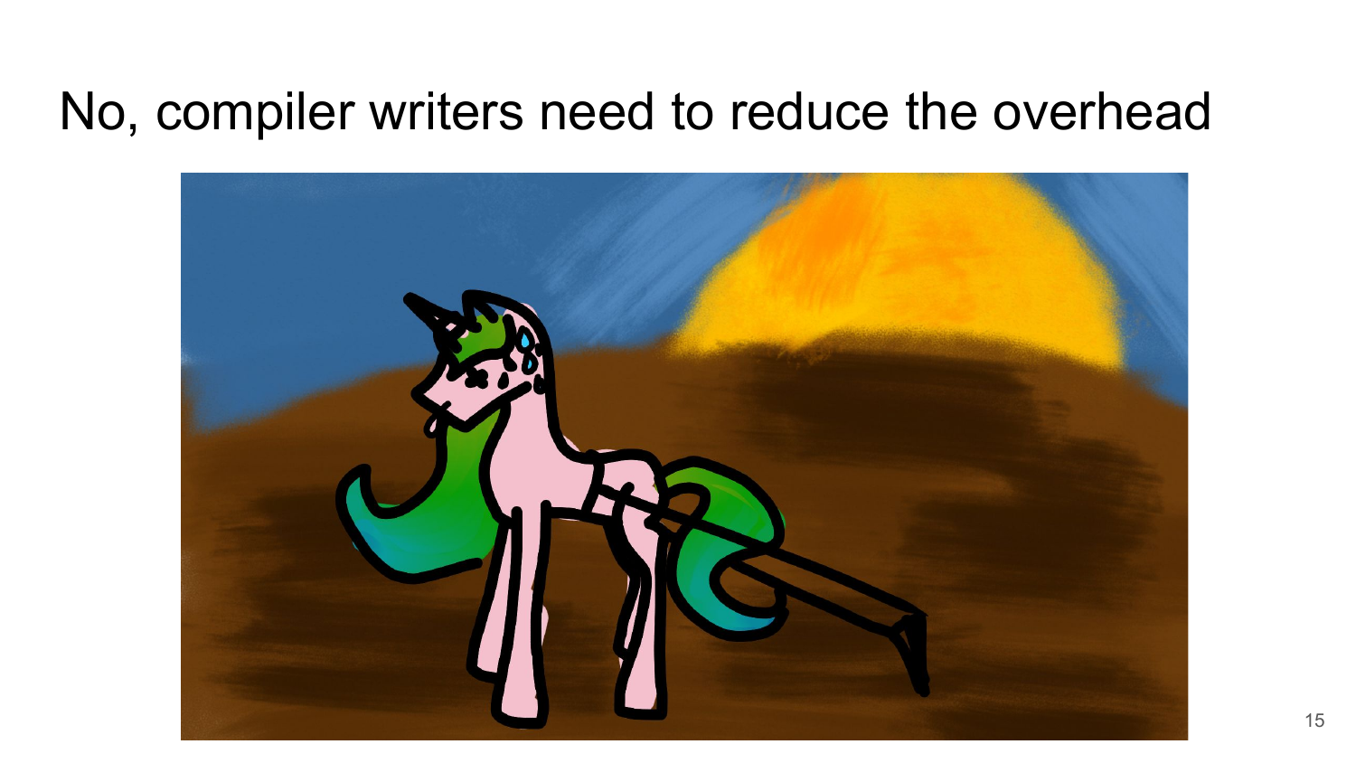# No, compiler writers need to reduce the overhead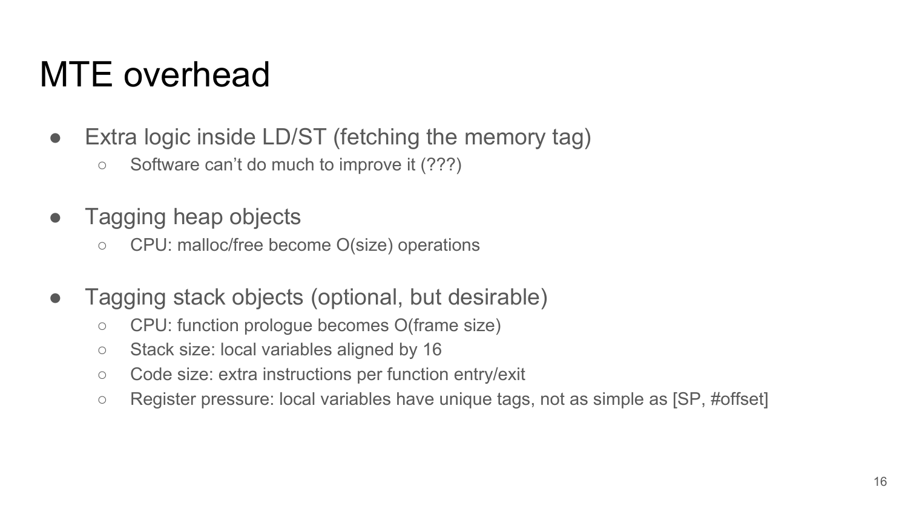# MTE overhead

- Extra logic inside LD/ST (fetching the memory tag)
  - Software can't do much to improve it (???)
- Tagging heap objects
  - CPU: malloc/free become O(size) operations
- Tagging stack objects (optional, but desirable)
  - CPU: function prologue becomes O(frame size)
  - Stack size: local variables aligned by 16
  - Code size: extra instructions per function entry/exit
  - Register pressure: local variables have unique tags, not as simple as [SP, #offset]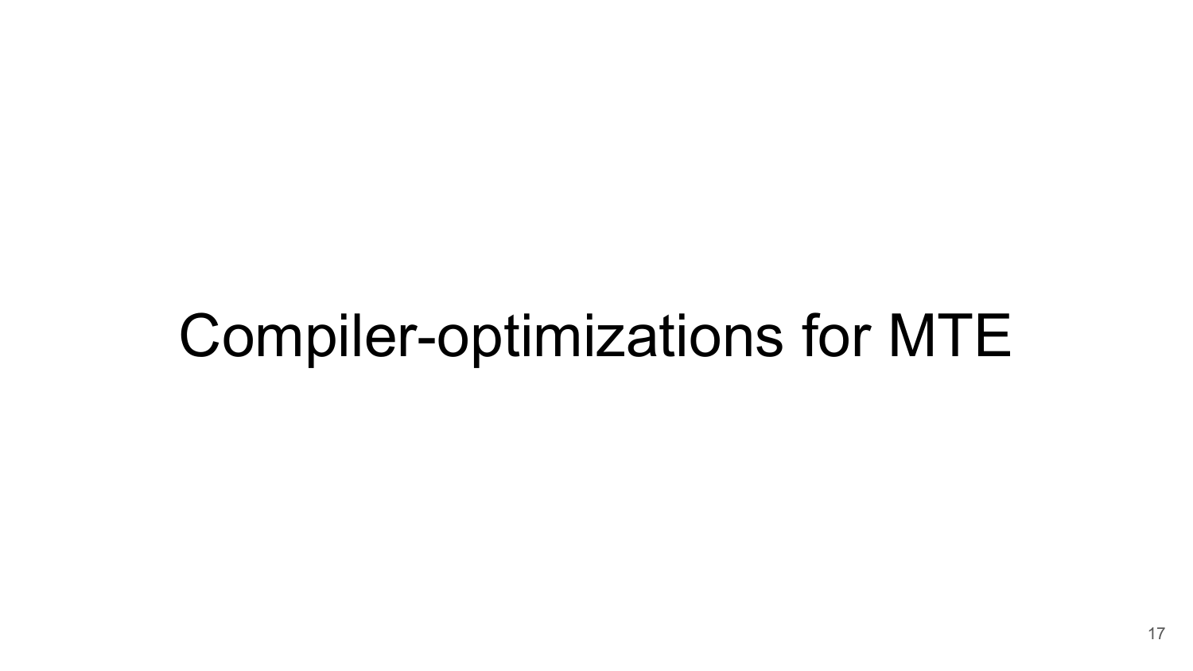# Compiler-optimizations for MTE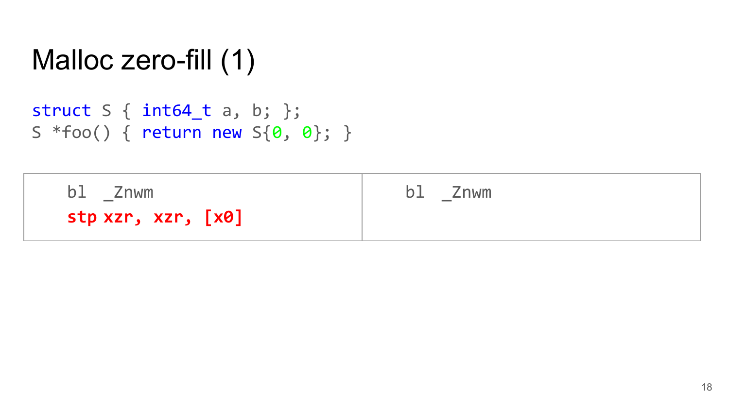# Malloc zero-fill (1)

```
struct S { int64_t a, b; };
S *foo() { return new S{0, 0}; }
```

| | |
|---|---|
| `bl _Znwm`<br>**`stp xzr, xzr, [x0]`** | `bl _Znwm` |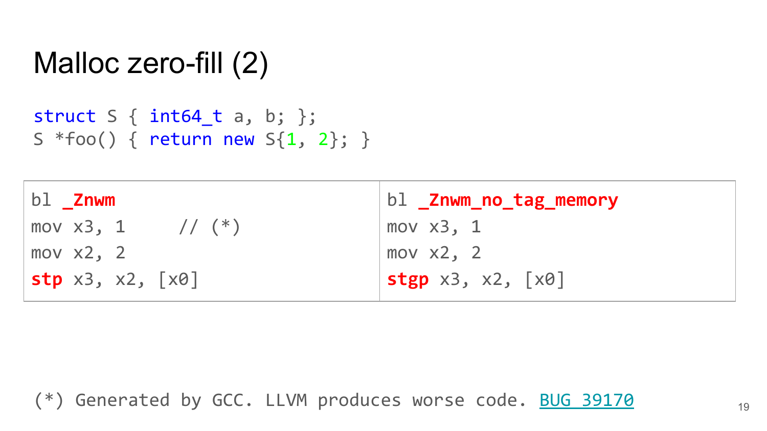# Malloc zero-fill (2)

```
struct S { int64_t a, b; };
S *foo() { return new S{1, 2}; }
```

| | |
|---|---|
| `bl _Znwm`<br>`mov x3, 1     // (*)`<br>`mov x2, 2`<br>`stp x3, x2, [x0]` | `bl _Znwm_no_tag_memory`<br>`mov x3, 1`<br>`mov x2, 2`<br>`stgp x3, x2, [x0]` |

(*) Generated by GCC. LLVM produces worse code. BUG 39170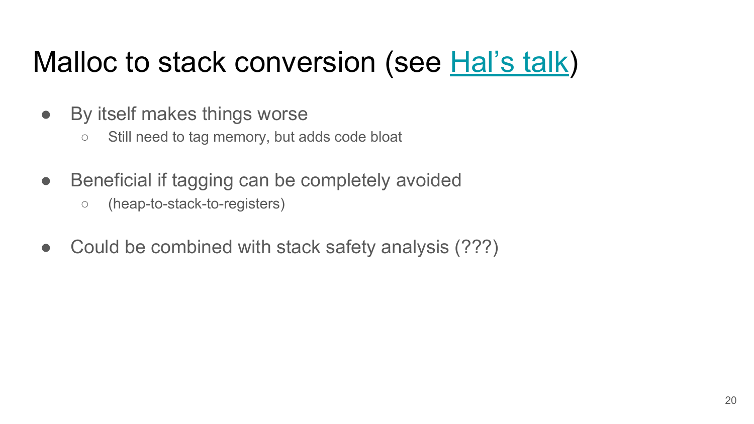# Malloc to stack conversion (see Hal's talk)

- By itself makes things worse
  - Still need to tag memory, but adds code bloat
- Beneficial if tagging can be completely avoided
  - (heap-to-stack-to-registers)
- Could be combined with stack safety analysis (???)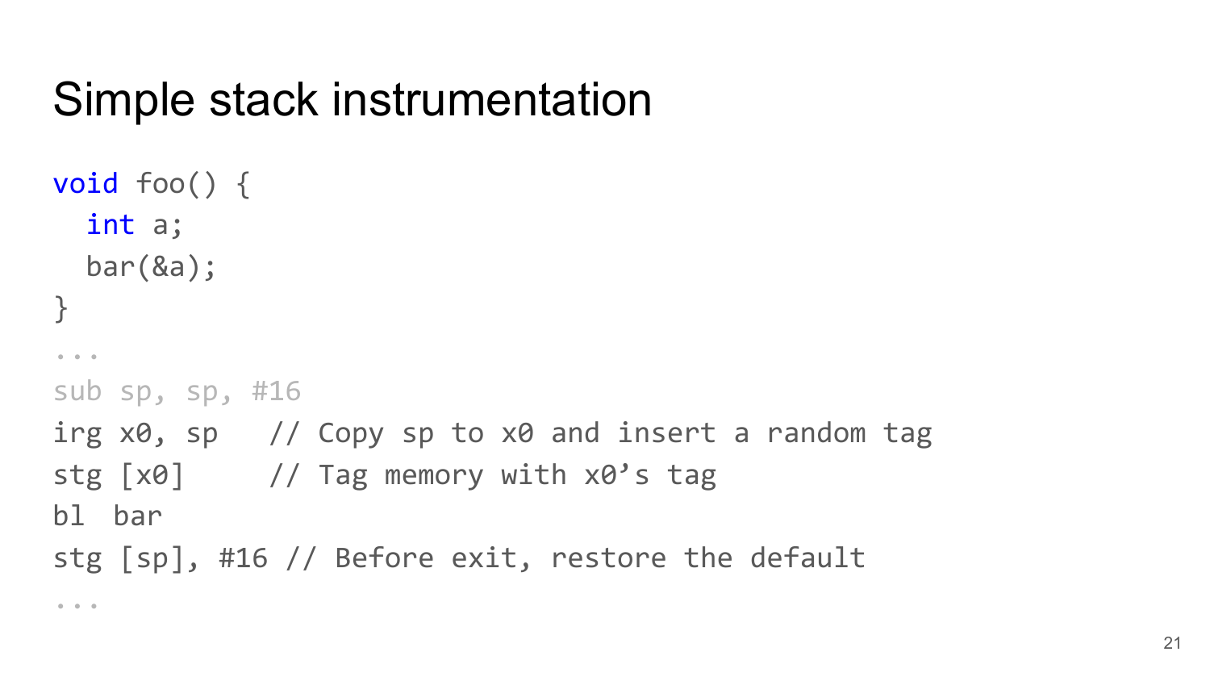# Simple stack instrumentation

```
void foo() {
  int a;
  bar(&a);
}
...
sub sp, sp, #16
irg x0, sp   // Copy sp to x0 and insert a random tag
stg [x0]     // Tag memory with x0’s tag
bl  bar
stg [sp], #16 // Before exit, restore the default
...
```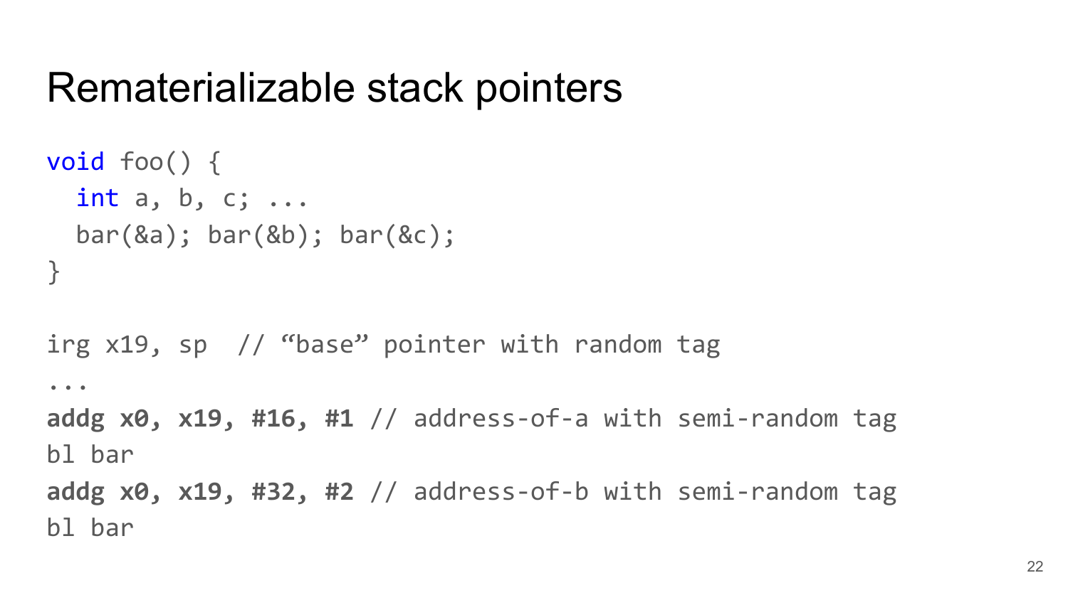# Rematerializable stack pointers

```
void foo() {
  int a, b, c; ...
  bar(&a); bar(&b); bar(&c);
}
```

```
irg x19, sp  // "base" pointer with random tag
...
addg x0, x19, #16, #1 // address-of-a with semi-random tag
bl bar
addg x0, x19, #32, #2 // address-of-b with semi-random tag
bl bar
```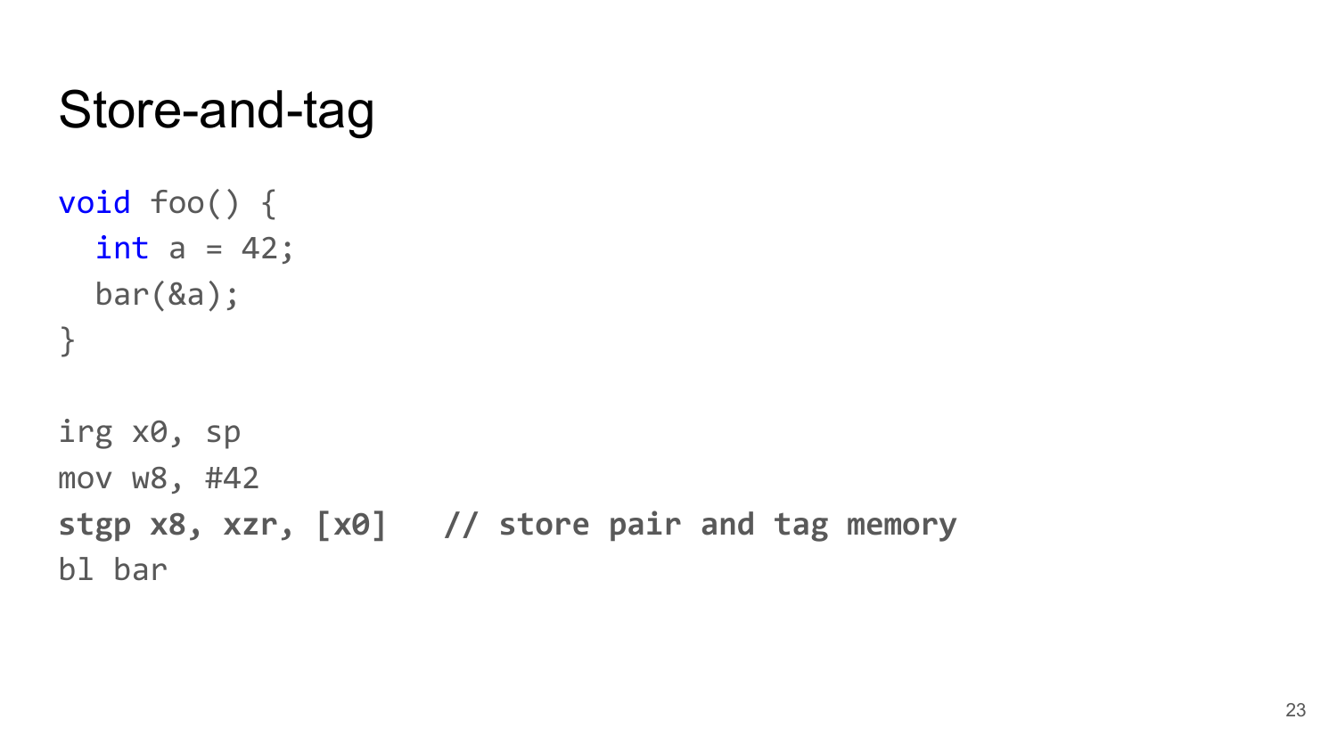# Store-and-tag

```
void foo() {
  int a = 42;
  bar(&a);
}
```

```
irg x0, sp
mov w8, #42
stgp x8, xzr, [x0]   // store pair and tag memory
bl bar
```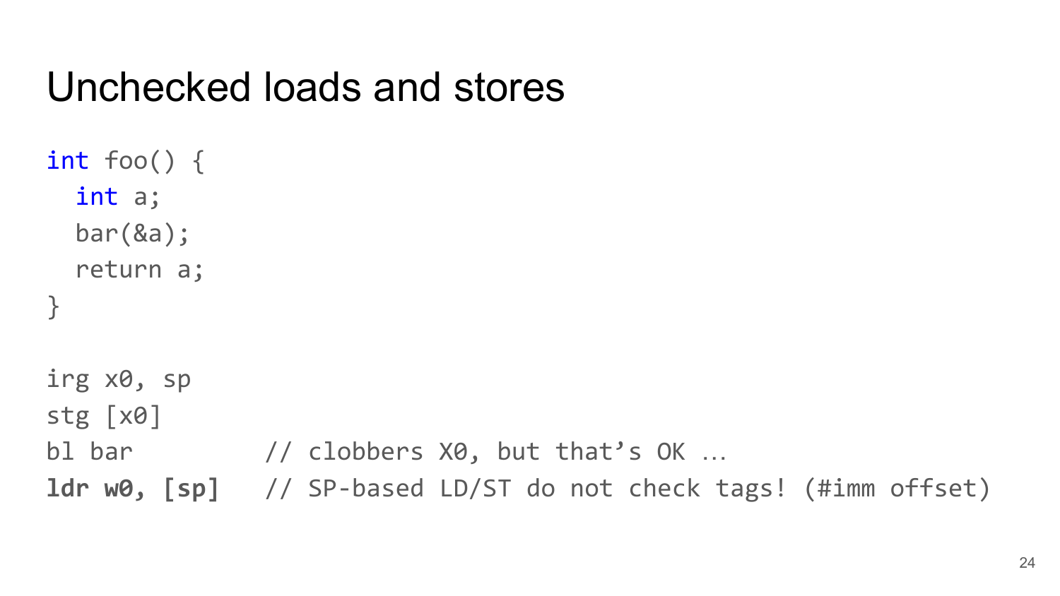# Unchecked loads and stores

```
int foo() {
  int a;
  bar(&a);
  return a;
}

irg x0, sp
stg [x0]
bl bar          // clobbers X0, but that’s OK …
ldr w0, [sp]    // SP-based LD/ST do not check tags! (#imm offset)
```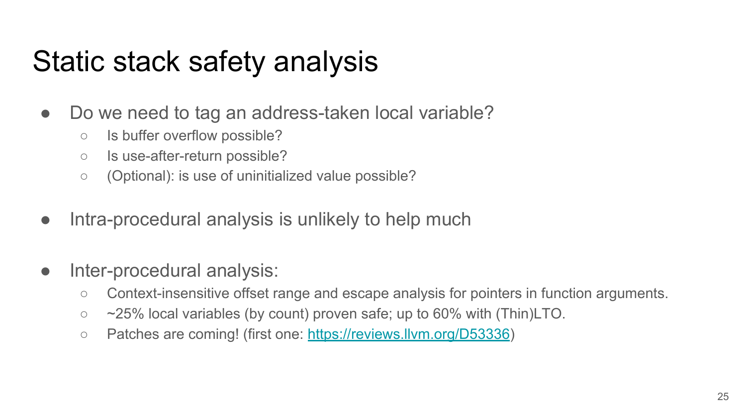# Static stack safety analysis

- Do we need to tag an address-taken local variable?
  - Is buffer overflow possible?
  - Is use-after-return possible?
  - (Optional): is use of uninitialized value possible?

- Intra-procedural analysis is unlikely to help much

- Inter-procedural analysis:
  - Context-insensitive offset range and escape analysis for pointers in function arguments.
  - ~25% local variables (by count) proven safe; up to 60% with (Thin)LTO.
  - Patches are coming! (first one: https://reviews.llvm.org/D53336)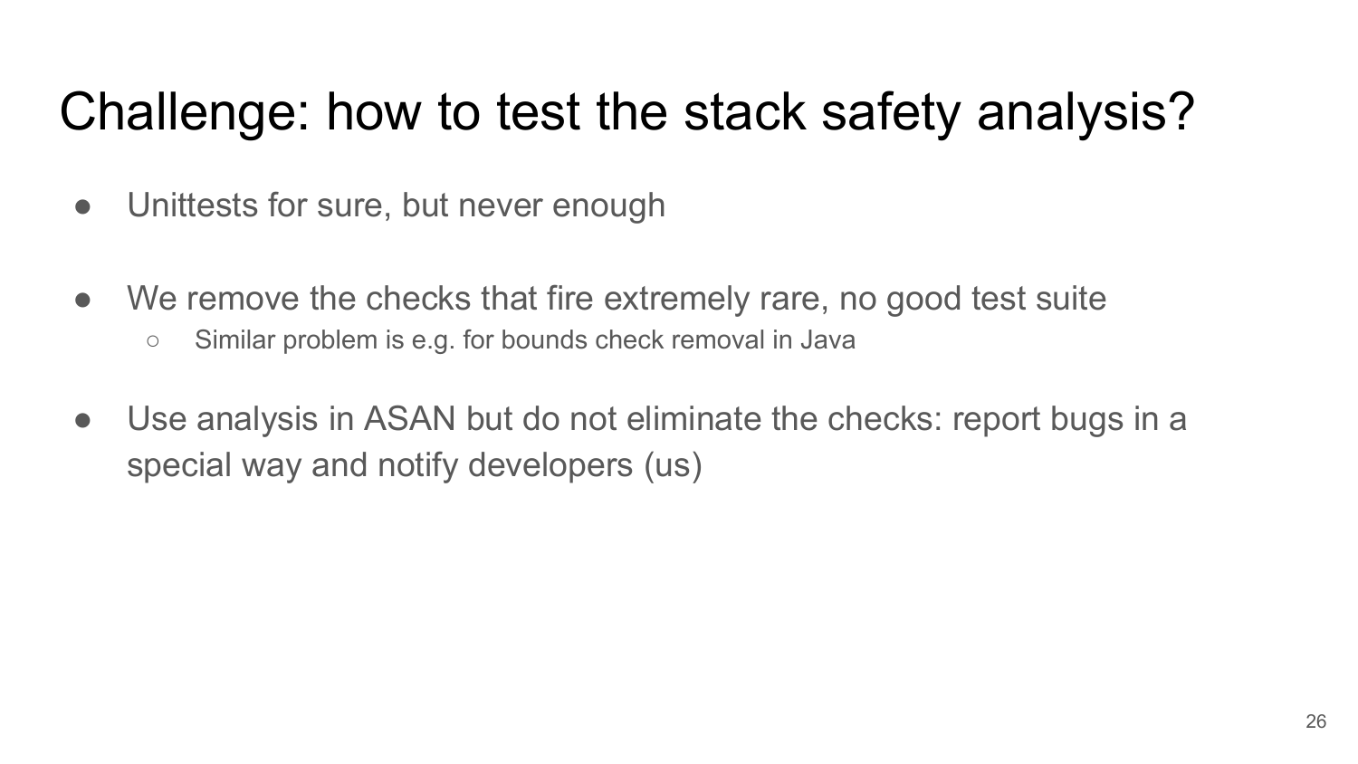# Challenge: how to test the stack safety analysis?

- Unittests for sure, but never enough

- We remove the checks that fire extremely rare, no good test suite
  - Similar problem is e.g. for bounds check removal in Java

- Use analysis in ASAN but do not eliminate the checks: report bugs in a special way and notify developers (us)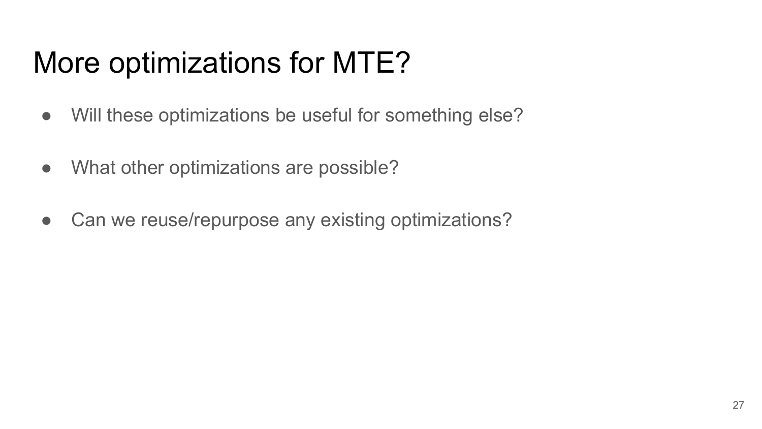# More optimizations for MTE?

- Will these optimizations be useful for something else?
- What other optimizations are possible?
- Can we reuse/repurpose any existing optimizations?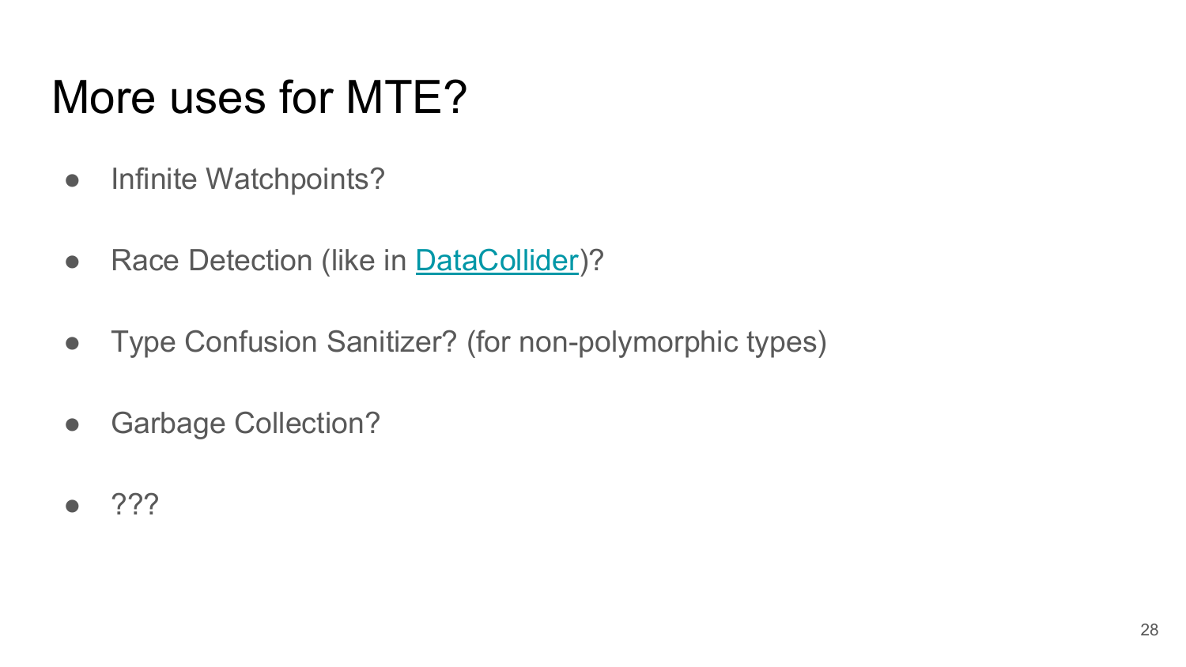# More uses for MTE?

- Infinite Watchpoints?
- Race Detection (like in DataCollider)?
- Type Confusion Sanitizer? (for non-polymorphic types)
- Garbage Collection?
- ???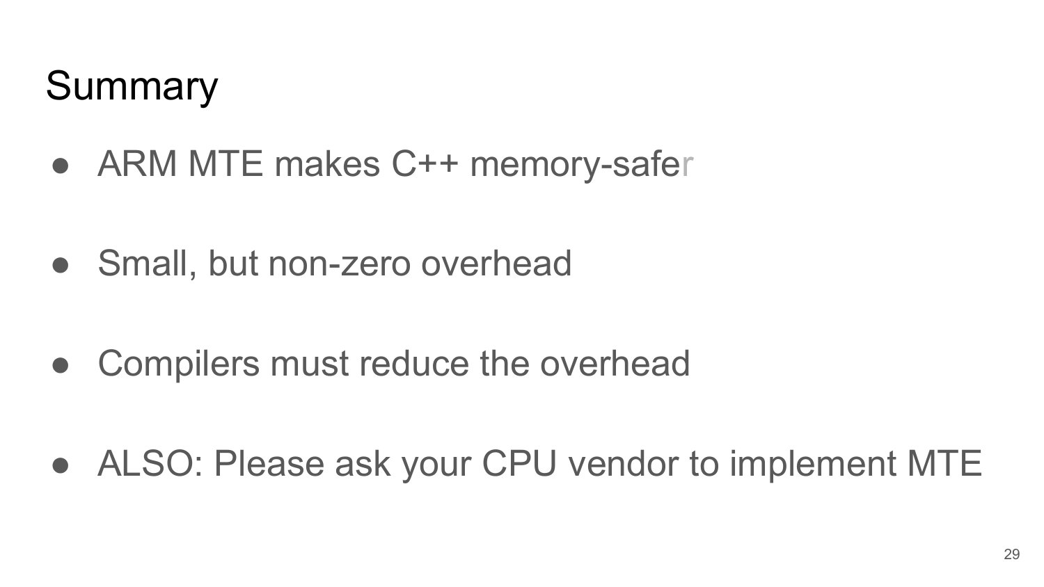# Summary

- ARM MTE makes C++ memory-safer
- Small, but non-zero overhead
- Compilers must reduce the overhead
- ALSO: Please ask your CPU vendor to implement MTE